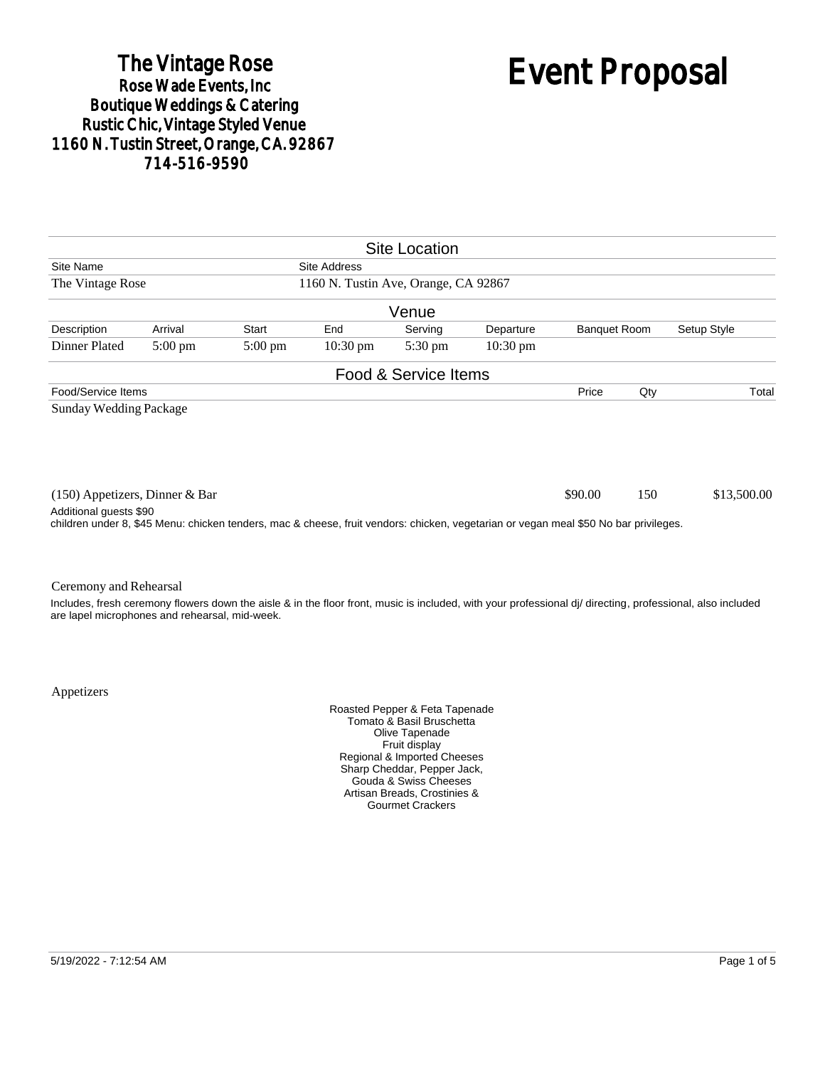# The Vintage Rose

**Rose Wade Events, Inc**
**Boutique Weddings & Catering**
**Rustic Chic, Vintage Styled Venue**
**1160 N. Tustin Street, Orange, CA. 92867**
**714-516-9590**

# Event Proposal

## Site Location

| Site Name | Site Address |
|---|---|
| The Vintage Rose | 1160 N. Tustin Ave, Orange, CA 92867 |

## Venue

| Description | Arrival | Start | End | Serving | Departure | Banquet Room | Setup Style |
|---|---|---|---|---|---|---|---|
| Dinner Plated | 5:00 pm | 5:00 pm | 10:30 pm | 5:30 pm | 10:30 pm | | |

## Food & Service Items

| Food/Service Items | Price | Qty | Total |
|---|---|---|---|
| Sunday Wedding Package | | | |
| (150) Appetizers, Dinner & Bar | $90.00 | 150 | $13,500.00 |

Additional guests $90
children under 8, $45 Menu: chicken tenders, mac & cheese, fruit vendors: chicken, vegetarian or vegan meal $50 No bar privileges.

Ceremony and Rehearsal

Includes, fresh ceremony flowers down the aisle & in the floor front, music is included, with your professional dj/ directing, professional, also included are lapel microphones and rehearsal, mid-week.

Appetizers

Roasted Pepper & Feta Tapenade
Tomato & Basil Bruschetta
Olive Tapenade
Fruit display
Regional & Imported Cheeses
Sharp Cheddar, Pepper Jack,
Gouda & Swiss Cheeses
Artisan Breads, Crostinies &
Gourmet Crackers

5/19/2022 - 7:12:54 AM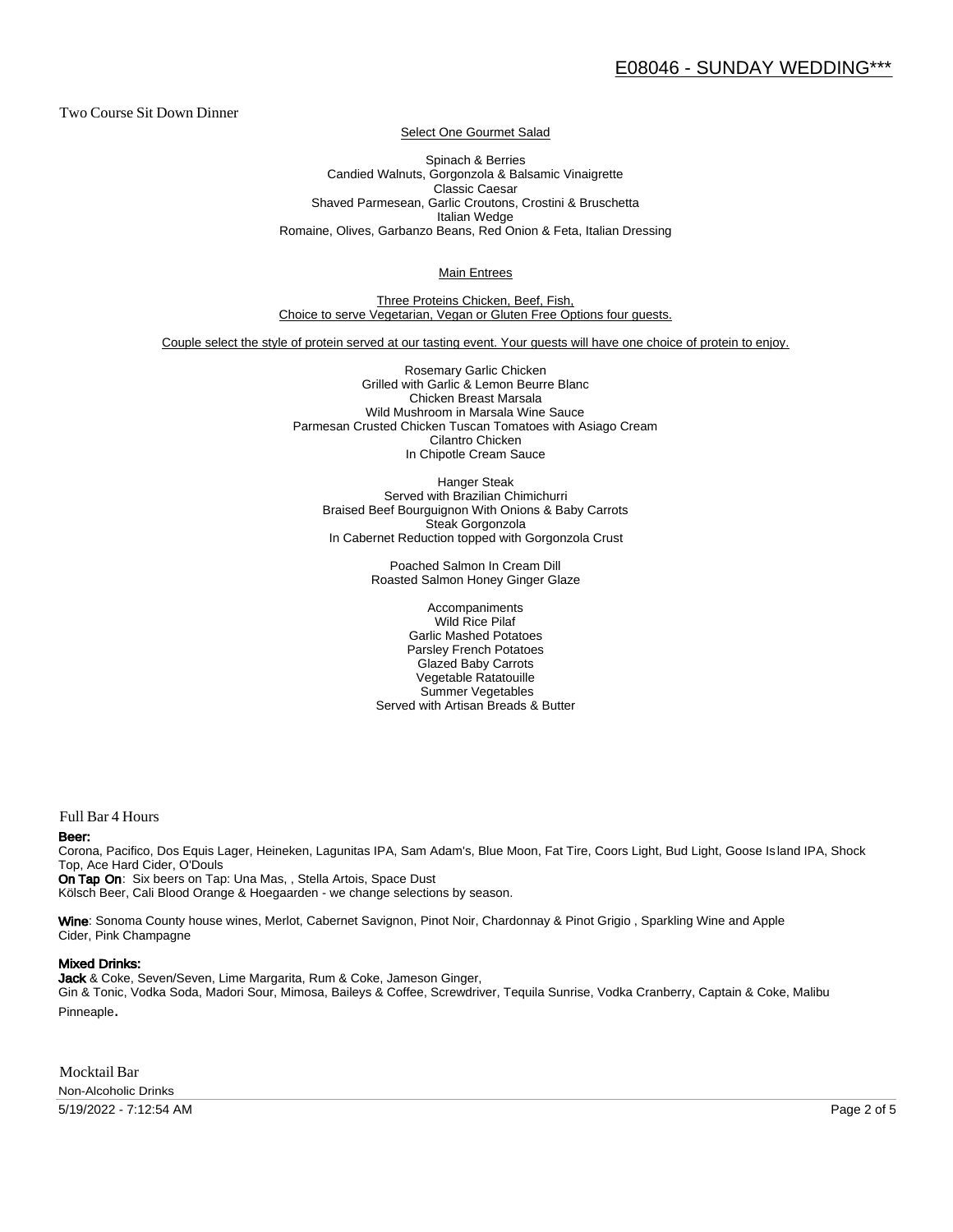Two Course Sit Down Dinner

Select One Gourmet Salad

Spinach & Berries
Candied Walnuts, Gorgonzola & Balsamic Vinaigrette
Classic Caesar
Shaved Parmesean, Garlic Croutons, Crostini & Bruschetta
Italian Wedge
Romaine, Olives, Garbanzo Beans, Red Onion & Feta, Italian Dressing

Main Entrees

Three Proteins Chicken, Beef, Fish,
Choice to serve Vegetarian, Vegan or Gluten Free Options four guests.

Couple select the style of protein served at our tasting event. Your guests will have one choice of protein to enjoy.

Rosemary Garlic Chicken
Grilled with Garlic & Lemon Beurre Blanc
Chicken Breast Marsala
Wild Mushroom in Marsala Wine Sauce
Parmesan Crusted Chicken Tuscan Tomatoes with Asiago Cream
Cilantro Chicken
In Chipotle Cream Sauce

Hanger Steak
Served with Brazilian Chimichurri
Braised Beef Bourguignon With Onions & Baby Carrots
Steak Gorgonzola
In Cabernet Reduction topped with Gorgonzola Crust

Poached Salmon In Cream Dill
Roasted Salmon Honey Ginger Glaze

Accompaniments
Wild Rice Pilaf
Garlic Mashed Potatoes
Parsley French Potatoes
Glazed Baby Carrots
Vegetable Ratatouille
Summer Vegetables
Served with Artisan Breads & Butter

Full Bar 4 Hours

**Beer:**
Corona, Pacifico, Dos Equis Lager, Heineken, Lagunitas IPA, Sam Adam's, Blue Moon, Fat Tire, Coors Light, Bud Light, Goose Island IPA, Shock Top, Ace Hard Cider, O'Douls
**On Tap On**: Six beers on Tap: Una Mas, , Stella Artois, Space Dust
Kölsch Beer, Cali Blood Orange & Hoegaarden - we change selections by season.

**Wine**: Sonoma County house wines, Merlot, Cabernet Savignon, Pinot Noir, Chardonnay & Pinot Grigio , Sparkling Wine and Apple Cider, Pink Champagne

**Mixed Drinks:**
**Jack** & Coke, Seven/Seven, Lime Margarita, Rum & Coke, Jameson Ginger,
Gin & Tonic, Vodka Soda, Madori Sour, Mimosa, Baileys & Coffee, Screwdriver, Tequila Sunrise, Vodka Cranberry, Captain & Coke, Malibu Pinneaple.

Mocktail Bar

Non-Alcoholic Drinks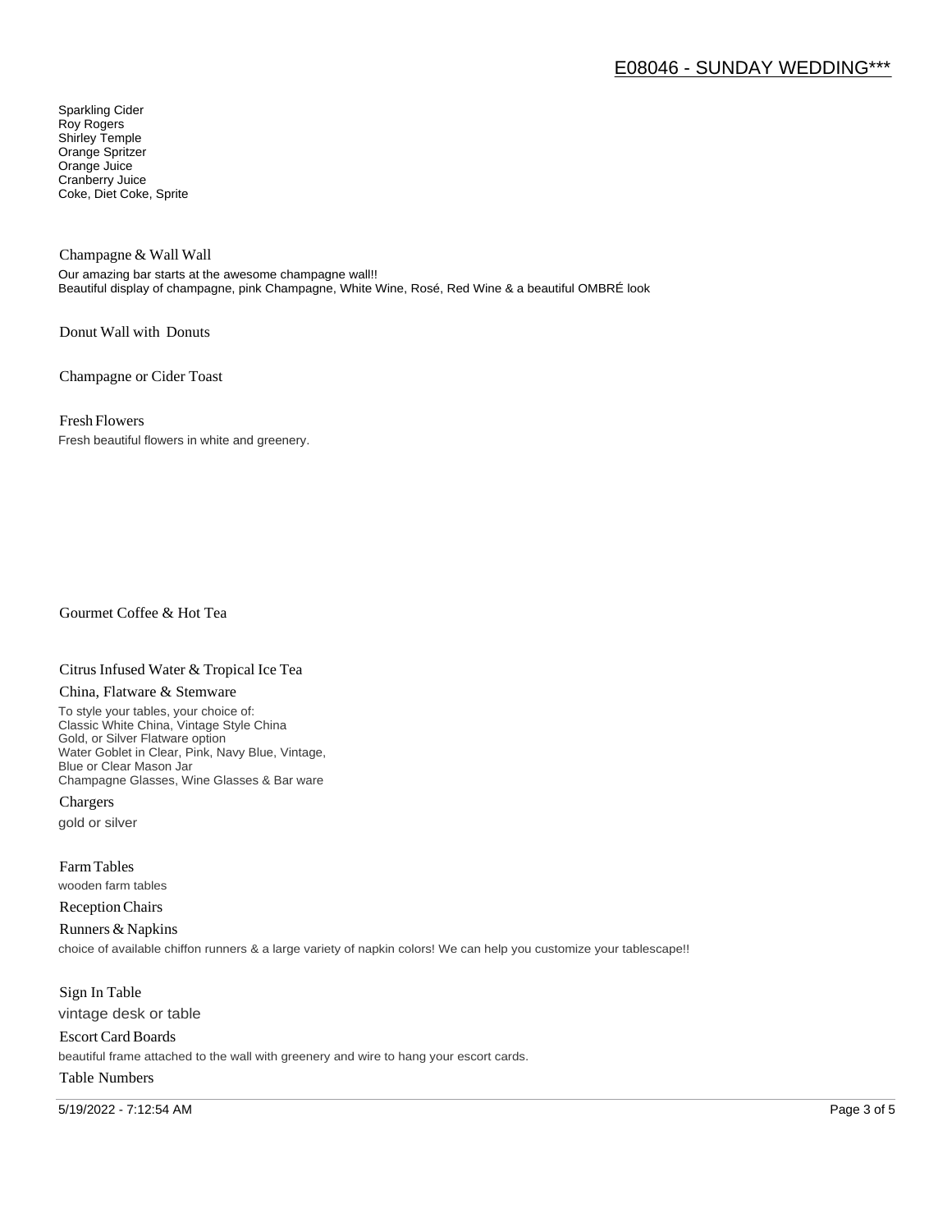Sparkling Cider
Roy Rogers
Shirley Temple
Orange Spritzer
Orange Juice
Cranberry Juice
Coke, Diet Coke, Sprite

### Champagne & Wall Wall

Our amazing bar starts at the awesome champagne wall!!
Beautiful display of champagne, pink Champagne, White Wine, Rosé, Red Wine & a beautiful OMBRÉ look

### Donut Wall with Donuts

### Champagne or Cider Toast

### Fresh Flowers

Fresh beautiful flowers in white and greenery.

### Gourmet Coffee & Hot Tea

### Citrus Infused Water & Tropical Ice Tea

### China, Flatware & Stemware

To style your tables, your choice of:
Classic White China, Vintage Style China
Gold, or Silver Flatware option
Water Goblet in Clear, Pink, Navy Blue, Vintage,
Blue or Clear Mason Jar
Champagne Glasses, Wine Glasses & Bar ware

### Chargers

gold or silver

### Farm Tables

wooden farm tables

### Reception Chairs

### Runners & Napkins

choice of available chiffon runners & a large variety of napkin colors! We can help you customize your tablescape!!

### Sign In Table

vintage desk or table

### Escort Card Boards

beautiful frame attached to the wall with greenery and wire to hang your escort cards.

### Table Numbers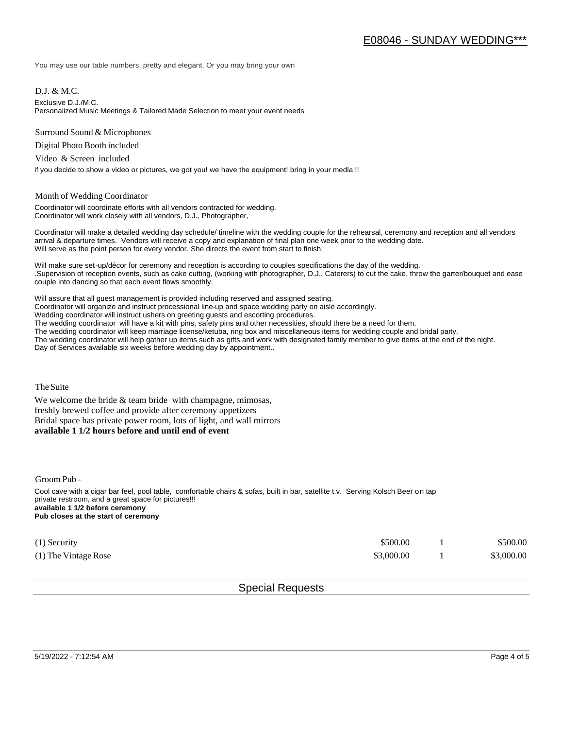# E08046 - SUNDAY WEDDING***

You may use our table numbers, pretty and elegant. Or you may bring your own

D.J. & M.C.

Exclusive D.J./M.C.
Personalized Music Meetings & Tailored Made Selection to meet your event needs

Surround Sound & Microphones

Digital Photo Booth included

Video & Screen included

if you decide to show a video or pictures, we got you! we have the equipment! bring in your media !!

Month of Wedding Coordinator

Coordinator will coordinate efforts with all vendors contracted for wedding.
Coordinator will work closely with all vendors, D.J., Photographer,

Coordinator will make a detailed wedding day schedule/ timeline with the wedding couple for the rehearsal, ceremony and reception and all vendors arrival & departure times. Vendors will receive a copy and explanation of final plan one week prior to the wedding date.
Will serve as the point person for every vendor. She directs the event from start to finish.

Will make sure set-up/décor for ceremony and reception is according to couples specifications the day of the wedding.
.Supervision of reception events, such as cake cutting, (working with photographer, D.J., Caterers) to cut the cake, throw the garter/bouquet and ease couple into dancing so that each event flows smoothly.

Will assure that all guest management is provided including reserved and assigned seating.
Coordinator will organize and instruct processional line-up and space wedding party on aisle accordingly.
Wedding coordinator will instruct ushers on greeting guests and escorting procedures.
The wedding coordinator will have a kit with pins, safety pins and other necessities, should there be a need for them.
The wedding coordinator will keep marriage license/ketuba, ring box and miscellaneous items for wedding couple and bridal party.
The wedding coordinator will help gather up items such as gifts and work with designated family member to give items at the end of the night.
Day of Services available six weeks before wedding day by appointment..

The Suite

We welcome the bride & team bride with champagne, mimosas,
freshly brewed coffee and provide after ceremony appetizers
Bridal space has private power room, lots of light, and wall mirrors
**available 1 1/2 hours before and until end of event**

Groom Pub -

Cool cave with a cigar bar feel, pool table, comfortable chairs & sofas, built in bar, satellite t.v. Serving Kolsch Beer on tap
private restroom, and a great space for pictures!!!
**available 1 1/2 before ceremony**
**Pub closes at the start of ceremony**

| | | | |
|---|---|---|---|
| (1) Security | $500.00 | 1 | $500.00 |
| (1) The Vintage Rose | $3,000.00 | 1 | $3,000.00 |

## Special Requests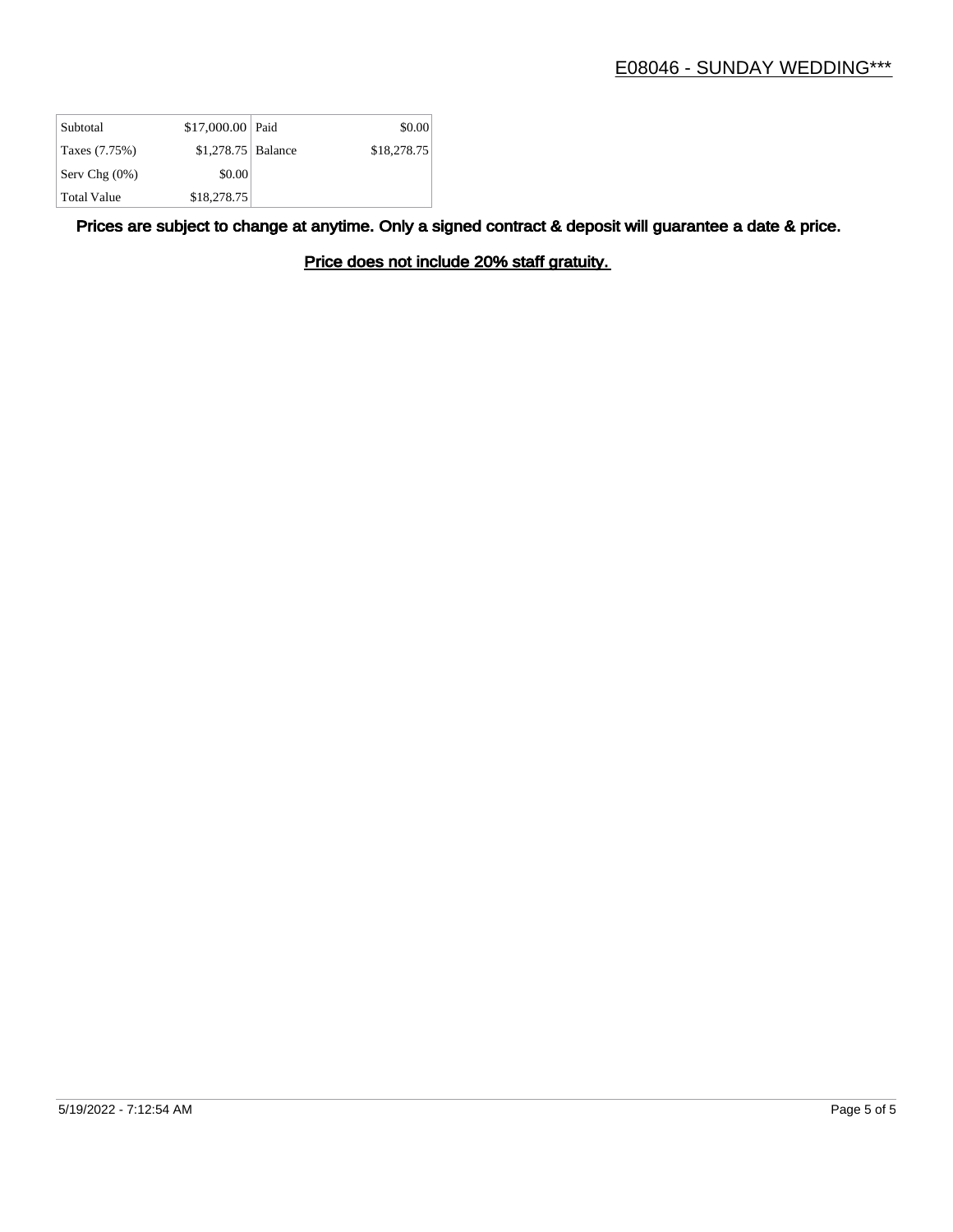| | | | |
|---|---|---|---|
| Subtotal | $17,000.00 | Paid | $0.00 |
| Taxes (7.75%) | $1,278.75 | Balance | $18,278.75 |
| Serv Chg (0%) | $0.00 | | |
| Total Value | $18,278.75 | | |

**Prices are subject to change at anytime. Only a signed contract & deposit will guarantee a date & price.**

**Price does not include 20% staff gratuity.**